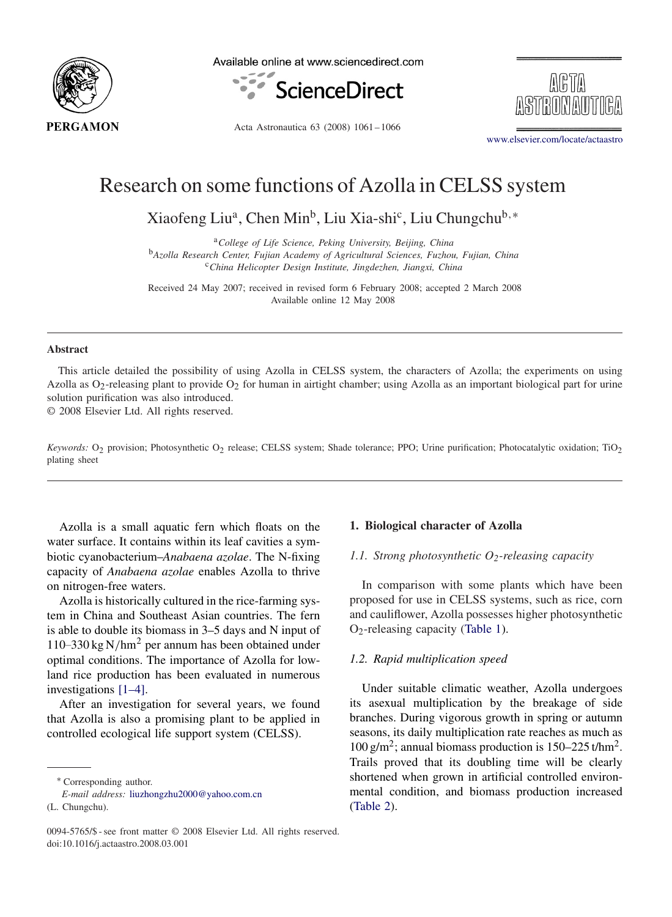# Research on some functions of Azolla in CELSS system

Xiaofeng Liu[a], Chen Min[b], Liu Xia-shi[c], Liu Chungchu[b,*]

[a] *College of Life Science, Peking University, Beijing, China*
[b] *Azolla Research Center, Fujian Academy of Agricultural Sciences, Fuzhou, Fujian, China*
[c] *China Helicopter Design Institute, Jingdezhen, Jiangxi, China*

Received 24 May 2007; received in revised form 6 February 2008; accepted 2 March 2008
Available online 12 May 2008

## Abstract

This article detailed the possibility of using Azolla in CELSS system, the characters of Azolla; the experiments on using Azolla as $O_2$-releasing plant to provide $O_2$ for human in airtight chamber; using Azolla as an important biological part for urine solution purification was also introduced.

© 2008 Elsevier Ltd. All rights reserved.

*Keywords:* $O_2$ provision; Photosynthetic $O_2$ release; CELSS system; Shade tolerance; PPO; Urine purification; Photocatalytic oxidation; $TiO_2$ plating sheet

Azolla is a small aquatic fern which floats on the water surface. It contains within its leaf cavities a symbiotic cyanobacterium–*Anabaena azolae*. The N-fixing capacity of *Anabaena azolae* enables Azolla to thrive on nitrogen-free waters.

Azolla is historically cultured in the rice-farming system in China and Southeast Asian countries. The fern is able to double its biomass in 3–5 days and N input of 110–330 kg N/hm$^2$ per annum has been obtained under optimal conditions. The importance of Azolla for lowland rice production has been evaluated in numerous investigations [1–4].

After an investigation for several years, we found that Azolla is also a promising plant to be applied in controlled ecological life support system (CELSS).

## 1. Biological character of Azolla

### 1.1. Strong photosynthetic $O_2$-releasing capacity

In comparison with some plants which have been proposed for use in CELSS systems, such as rice, corn and cauliflower, Azolla possesses higher photosynthetic $O_2$-releasing capacity (Table 1).

### 1.2. Rapid multiplication speed

Under suitable climatic weather, Azolla undergoes its asexual multiplication by the breakage of side branches. During vigorous growth in spring or autumn seasons, its daily multiplication rate reaches as much as 100 g/m$^2$; annual biomass production is 150–225 t/hm$^2$. Trails proved that its doubling time will be clearly shortened when grown in artificial controlled environmental condition, and biomass production increased (Table 2).

* Corresponding author.
*E-mail address:* liuzhongzhu2000@yahoo.com.cn (L. Chungchu).

0094-5765/$ - see front matter © 2008 Elsevier Ltd. All rights reserved.
doi:10.1016/j.actaastro.2008.03.001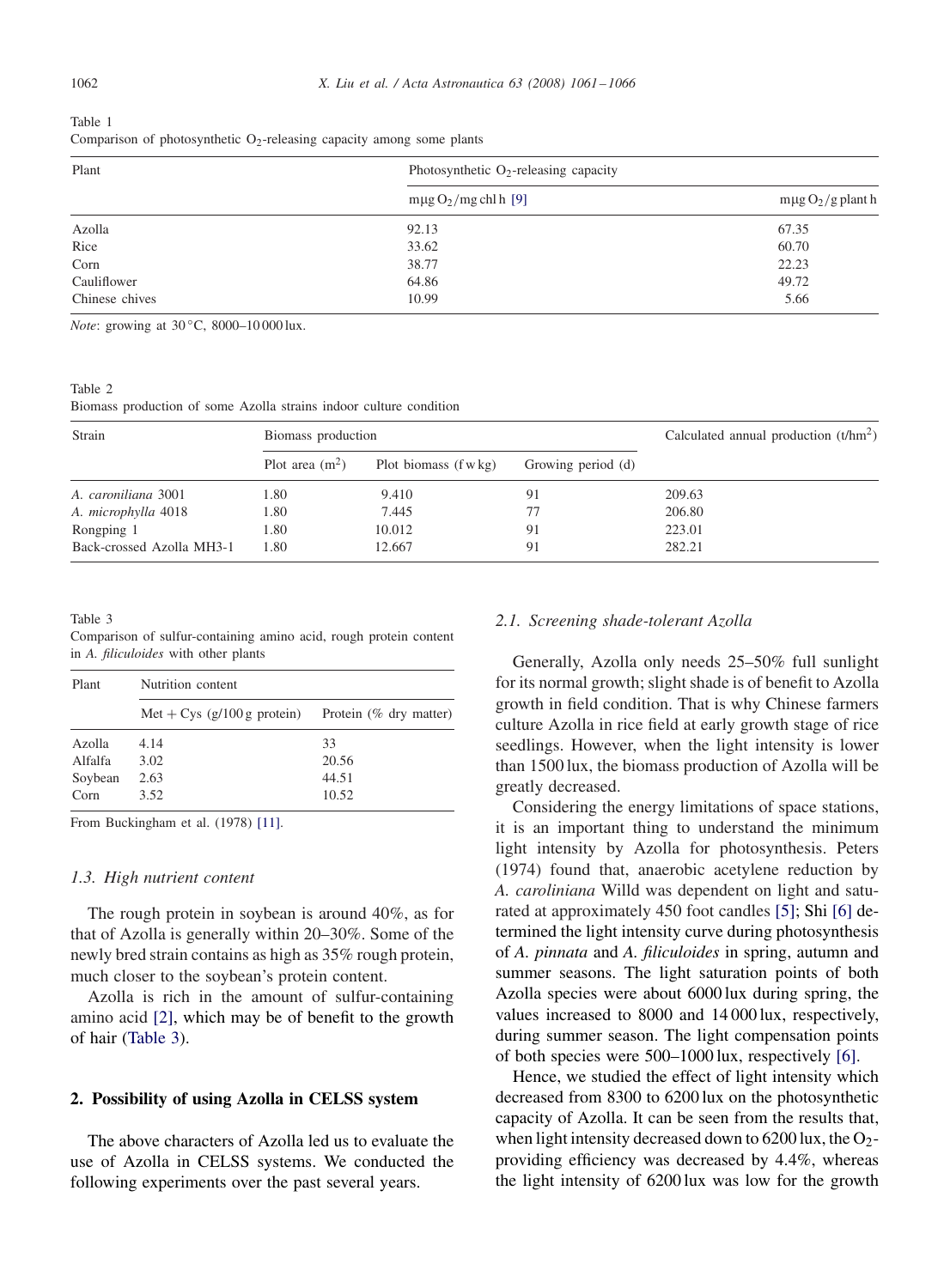Table 1
Comparison of photosynthetic $O_2$-releasing capacity among some plants

| Plant | Photosynthetic $O_2$-releasing capacity | |
|---|---|---|
| | mμg $O_2$/mg chl h [9] | mμg $O_2$/g plant h |
| Azolla | 92.13 | 67.35 |
| Rice | 33.62 | 60.70 |
| Corn | 38.77 | 22.23 |
| Cauliflower | 64.86 | 49.72 |
| Chinese chives | 10.99 | 5.66 |

*Note*: growing at 30 °C, 8000–10 000 lux.

Table 2
Biomass production of some Azolla strains indoor culture condition

| Strain | Biomass production | | | Calculated annual production (t/hm$^2$) |
|---|---|---|---|---|
| | Plot area (m$^2$) | Plot biomass (f w kg) | Growing period (d) | |
| *A. caroniliana* 3001 | 1.80 | 9.410 | 91 | 209.63 |
| *A. microphylla* 4018 | 1.80 | 7.445 | 77 | 206.80 |
| Rongping 1 | 1.80 | 10.012 | 91 | 223.01 |
| Back-crossed Azolla MH3-1 | 1.80 | 12.667 | 91 | 282.21 |

Table 3
Comparison of sulfur-containing amino acid, rough protein content in *A. filiculoides* with other plants

| Plant | Nutrition content | |
|---|---|---|
| | Met + Cys (g/100 g protein) | Protein (% dry matter) |
| Azolla | 4.14 | 33 |
| Alfalfa | 3.02 | 20.56 |
| Soybean | 2.63 | 44.51 |
| Corn | 3.52 | 10.52 |

From Buckingham et al. (1978) [11].

### 1.3. High nutrient content

The rough protein in soybean is around 40%, as for that of Azolla is generally within 20–30%. Some of the newly bred strain contains as high as 35% rough protein, much closer to the soybean's protein content.

Azolla is rich in the amount of sulfur-containing amino acid [2], which may be of benefit to the growth of hair (Table 3).

## 2. Possibility of using Azolla in CELSS system

The above characters of Azolla led us to evaluate the use of Azolla in CELSS systems. We conducted the following experiments over the past several years.

### 2.1. Screening shade-tolerant Azolla

Generally, Azolla only needs 25–50% full sunlight for its normal growth; slight shade is of benefit to Azolla growth in field condition. That is why Chinese farmers culture Azolla in rice field at early growth stage of rice seedlings. However, when the light intensity is lower than 1500 lux, the biomass production of Azolla will be greatly decreased.

Considering the energy limitations of space stations, it is an important thing to understand the minimum light intensity by Azolla for photosynthesis. Peters (1974) found that, anaerobic acetylene reduction by *A. caroliniana* Willd was dependent on light and saturated at approximately 450 foot candles [5]; Shi [6] determined the light intensity curve during photosynthesis of *A. pinnata* and *A. filiculoides* in spring, autumn and summer seasons. The light saturation points of both Azolla species were about 6000 lux during spring, the values increased to 8000 and 14 000 lux, respectively, during summer season. The light compensation points of both species were 500–1000 lux, respectively [6].

Hence, we studied the effect of light intensity which decreased from 8300 to 6200 lux on the photosynthetic capacity of Azolla. It can be seen from the results that, when light intensity decreased down to 6200 lux, the $O_2$-providing efficiency was decreased by 4.4%, whereas the light intensity of 6200 lux was low for the growth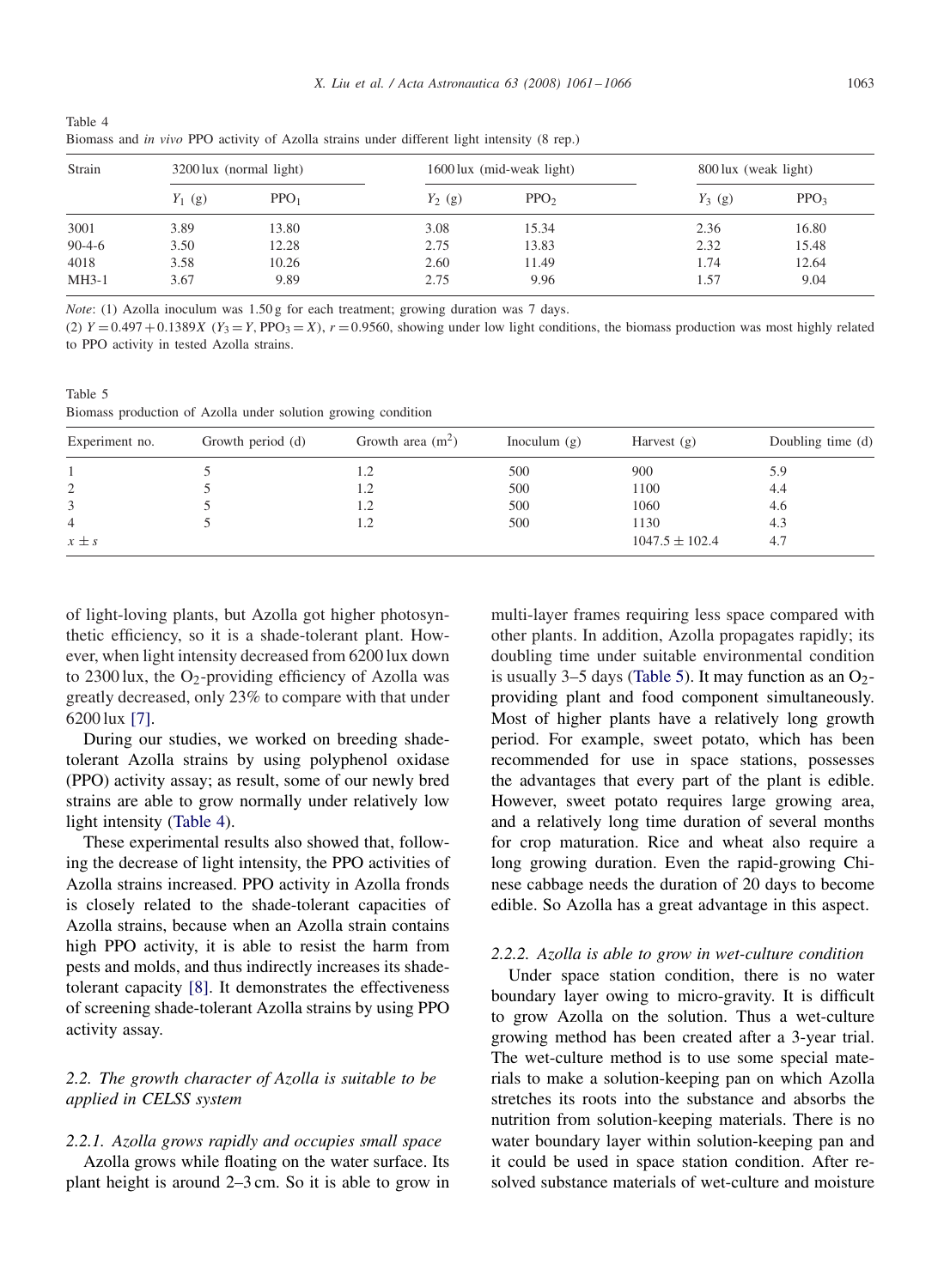Table 4
Biomass and *in vivo* PPO activity of Azolla strains under different light intensity (8 rep.)

| Strain | 3200 lux (normal light) | | 1600 lux (mid-weak light) | | 800 lux (weak light) | |
|---|---|---|---|---|---|---|
| | $Y_1$ (g) | $PPO_1$ | $Y_2$ (g) | $PPO_2$ | $Y_3$ (g) | $PPO_3$ |
| 3001 | 3.89 | 13.80 | 3.08 | 15.34 | 2.36 | 16.80 |
| 90-4-6 | 3.50 | 12.28 | 2.75 | 13.83 | 2.32 | 15.48 |
| 4018 | 3.58 | 10.26 | 2.60 | 11.49 | 1.74 | 12.64 |
| MH3-1 | 3.67 | 9.89 | 2.75 | 9.96 | 1.57 | 9.04 |

*Note*: (1) Azolla inoculum was 1.50 g for each treatment; growing duration was 7 days.
(2) $Y = 0.497 + 0.1389X$ ($Y_3 = Y$, $PPO_3 = X$), $r = 0.9560$, showing under low light conditions, the biomass production was most highly related to PPO activity in tested Azolla strains.

Table 5
Biomass production of Azolla under solution growing condition

| Experiment no. | Growth period (d) | Growth area ($m^2$) | Inoculum (g) | Harvest (g) | Doubling time (d) |
|---|---|---|---|---|---|
| 1 | 5 | 1.2 | 500 | 900 | 5.9 |
| 2 | 5 | 1.2 | 500 | 1100 | 4.4 |
| 3 | 5 | 1.2 | 500 | 1060 | 4.6 |
| 4 | 5 | 1.2 | 500 | 1130 | 4.3 |
| $x \pm s$ | | | | $1047.5 \pm 102.4$ | 4.7 |

of light-loving plants, but Azolla got higher photosynthetic efficiency, so it is a shade-tolerant plant. However, when light intensity decreased from 6200 lux down to 2300 lux, the $O_2$-providing efficiency of Azolla was greatly decreased, only 23% to compare with that under 6200 lux [7].

During our studies, we worked on breeding shade-tolerant Azolla strains by using polyphenol oxidase (PPO) activity assay; as result, some of our newly bred strains are able to grow normally under relatively low light intensity (Table 4).

These experimental results also showed that, following the decrease of light intensity, the PPO activities of Azolla strains increased. PPO activity in Azolla fronds is closely related to the shade-tolerant capacities of Azolla strains, because when an Azolla strain contains high PPO activity, it is able to resist the harm from pests and molds, and thus indirectly increases its shade-tolerant capacity [8]. It demonstrates the effectiveness of screening shade-tolerant Azolla strains by using PPO activity assay.

## 2.2. The growth character of Azolla is suitable to be applied in CELSS system

### 2.2.1. Azolla grows rapidly and occupies small space

Azolla grows while floating on the water surface. Its plant height is around 2–3 cm. So it is able to grow in multi-layer frames requiring less space compared with other plants. In addition, Azolla propagates rapidly; its doubling time under suitable environmental condition is usually 3–5 days (Table 5). It may function as an $O_2$-providing plant and food component simultaneously. Most of higher plants have a relatively long growth period. For example, sweet potato, which has been recommended for use in space stations, possesses the advantages that every part of the plant is edible. However, sweet potato requires large growing area, and a relatively long time duration of several months for crop maturation. Rice and wheat also require a long growing duration. Even the rapid-growing Chinese cabbage needs the duration of 20 days to become edible. So Azolla has a great advantage in this aspect.

### 2.2.2. Azolla is able to grow in wet-culture condition

Under space station condition, there is no water boundary layer owing to micro-gravity. It is difficult to grow Azolla on the solution. Thus a wet-culture growing method has been created after a 3-year trial. The wet-culture method is to use some special materials to make a solution-keeping pan on which Azolla stretches its roots into the substance and absorbs the nutrition from solution-keeping materials. There is no water boundary layer within solution-keeping pan and it could be used in space station condition. After resolved substance materials of wet-culture and moisture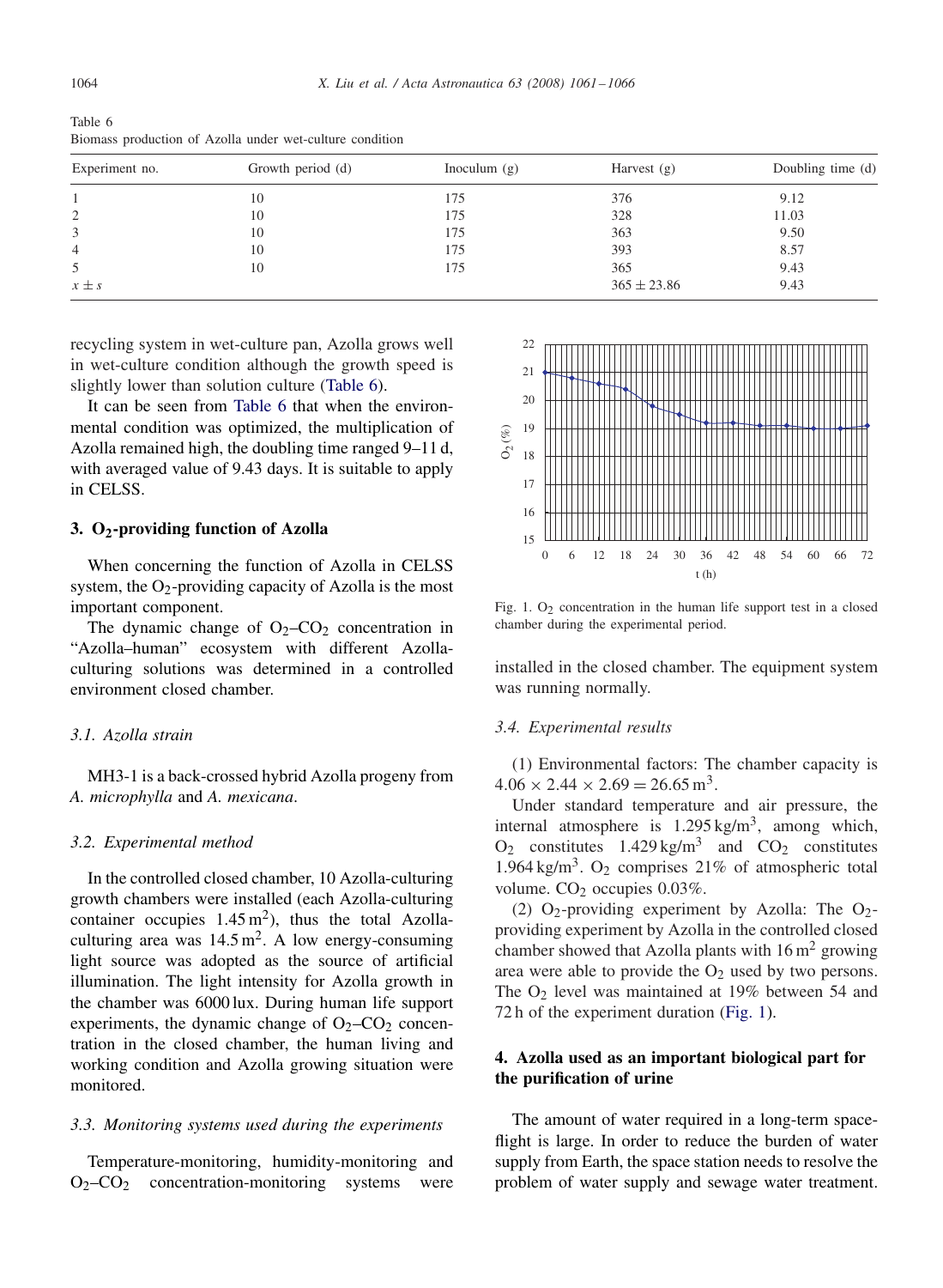Table 6
Biomass production of Azolla under wet-culture condition

| Experiment no. | Growth period (d) | Inoculum (g) | Harvest (g) | Doubling time (d) |
|---|---|---|---|---|
| 1 | 10 | 175 | 376 | 9.12 |
| 2 | 10 | 175 | 328 | 11.03 |
| 3 | 10 | 175 | 363 | 9.50 |
| 4 | 10 | 175 | 393 | 8.57 |
| 5 | 10 | 175 | 365 | 9.43 |
| $x \pm s$ | | | $365 \pm 23.86$ | 9.43 |

recycling system in wet-culture pan, Azolla grows well in wet-culture condition although the growth speed is slightly lower than solution culture (Table 6).

It can be seen from Table 6 that when the environmental condition was optimized, the multiplication of Azolla remained high, the doubling time ranged 9–11 d, with averaged value of 9.43 days. It is suitable to apply in CELSS.

## 3. $O_2$-providing function of Azolla

When concerning the function of Azolla in CELSS system, the $O_2$-providing capacity of Azolla is the most important component.

The dynamic change of $O_2$–$CO_2$ concentration in "Azolla–human" ecosystem with different Azolla-culturing solutions was determined in a controlled environment closed chamber.

### 3.1. Azolla strain

MH3-1 is a back-crossed hybrid Azolla progeny from *A. microphylla* and *A. mexicana*.

### 3.2. Experimental method

In the controlled closed chamber, 10 Azolla-culturing growth chambers were installed (each Azolla-culturing container occupies $1.45\,m^2$), thus the total Azolla-culturing area was $14.5\,m^2$. A low energy-consuming light source was adopted as the source of artificial illumination. The light intensity for Azolla growth in the chamber was 6000 lux. During human life support experiments, the dynamic change of $O_2$–$CO_2$ concentration in the closed chamber, the human living and working condition and Azolla growing situation were monitored.

### 3.3. Monitoring systems used during the experiments

Temperature-monitoring, humidity-monitoring and $O_2$–$CO_2$ concentration-monitoring systems were installed in the closed chamber. The equipment system was running normally.

Fig. 1. $O_2$ concentration in the human life support test in a closed chamber during the experimental period.

### 3.4. Experimental results

(1) Environmental factors: The chamber capacity is $4.06 \times 2.44 \times 2.69 = 26.65\,m^3$.

Under standard temperature and air pressure, the internal atmosphere is $1.295\,kg/m^3$, among which, $O_2$ constitutes $1.429\,kg/m^3$ and $CO_2$ constitutes $1.964\,kg/m^3$. $O_2$ comprises 21% of atmospheric total volume. $CO_2$ occupies 0.03%.

(2) $O_2$-providing experiment by Azolla: The $O_2$-providing experiment by Azolla in the controlled closed chamber showed that Azolla plants with $16\,m^2$ growing area were able to provide the $O_2$ used by two persons. The $O_2$ level was maintained at 19% between 54 and 72 h of the experiment duration (Fig. 1).

## 4. Azolla used as an important biological part for the purification of urine

The amount of water required in a long-term spaceflight is large. In order to reduce the burden of water supply from Earth, the space station needs to resolve the problem of water supply and sewage water treatment.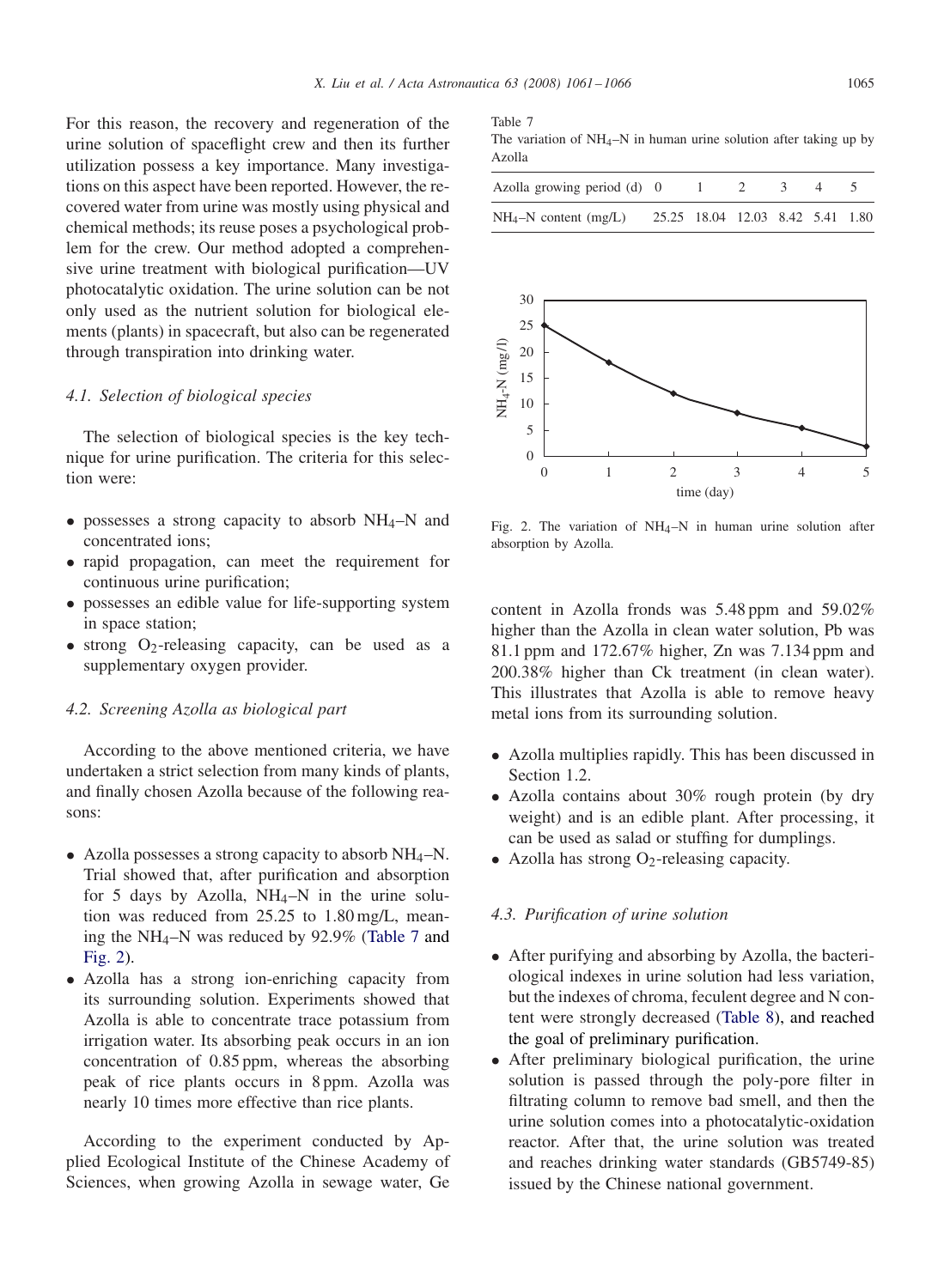For this reason, the recovery and regeneration of the urine solution of spaceflight crew and then its further utilization possess a key importance. Many investigations on this aspect have been reported. However, the recovered water from urine was mostly using physical and chemical methods; its reuse poses a psychological problem for the crew. Our method adopted a comprehensive urine treatment with biological purification—UV photocatalytic oxidation. The urine solution can be not only used as the nutrient solution for biological elements (plants) in spacecraft, but also can be regenerated through transpiration into drinking water.

### *4.1. Selection of biological species*

The selection of biological species is the key technique for urine purification. The criteria for this selection were:

- possesses a strong capacity to absorb $NH_4$–N and concentrated ions;
- rapid propagation, can meet the requirement for continuous urine purification;
- possesses an edible value for life-supporting system in space station;
- strong $O_2$-releasing capacity, can be used as a supplementary oxygen provider.

### *4.2. Screening Azolla as biological part*

According to the above mentioned criteria, we have undertaken a strict selection from many kinds of plants, and finally chosen Azolla because of the following reasons:

- Azolla possesses a strong capacity to absorb $NH_4$–N. Trial showed that, after purification and absorption for 5 days by Azolla, $NH_4$–N in the urine solution was reduced from 25.25 to 1.80 mg/L, meaning the $NH_4$–N was reduced by 92.9% (Table 7 and Fig. 2).
- Azolla has a strong ion-enriching capacity from its surrounding solution. Experiments showed that Azolla is able to concentrate trace potassium from irrigation water. Its absorbing peak occurs in an ion concentration of 0.85 ppm, whereas the absorbing peak of rice plants occurs in 8 ppm. Azolla was nearly 10 times more effective than rice plants.

According to the experiment conducted by Applied Ecological Institute of the Chinese Academy of Sciences, when growing Azolla in sewage water, Ge content in Azolla fronds was 5.48 ppm and 59.02% higher than the Azolla in clean water solution, Pb was 81.1 ppm and 172.67% higher, Zn was 7.134 ppm and 200.38% higher than Ck treatment (in clean water). This illustrates that Azolla is able to remove heavy metal ions from its surrounding solution.

- Azolla multiplies rapidly. This has been discussed in Section 1.2.
- Azolla contains about 30% rough protein (by dry weight) and is an edible plant. After processing, it can be used as salad or stuffing for dumplings.
- Azolla has strong $O_2$-releasing capacity.

Table 7
The variation of $NH_4$–N in human urine solution after taking up by Azolla

| Azolla growing period (d) | 0 | 1 | 2 | 3 | 4 | 5 |
|---|---|---|---|---|---|---|
| $NH_4$–N content (mg/L) | 25.25 | 18.04 | 12.03 | 8.42 | 5.41 | 1.80 |

Fig. 2. The variation of $NH_4$–N in human urine solution after absorption by Azolla.

### *4.3. Purification of urine solution*

- After purifying and absorbing by Azolla, the bacteriological indexes in urine solution had less variation, but the indexes of chroma, feculent degree and N content were strongly decreased (Table 8), and reached the goal of preliminary purification.
- After preliminary biological purification, the urine solution is passed through the poly-pore filter in filtrating column to remove bad smell, and then the urine solution comes into a photocatalytic-oxidation reactor. After that, the urine solution was treated and reaches drinking water standards (GB5749-85) issued by the Chinese national government.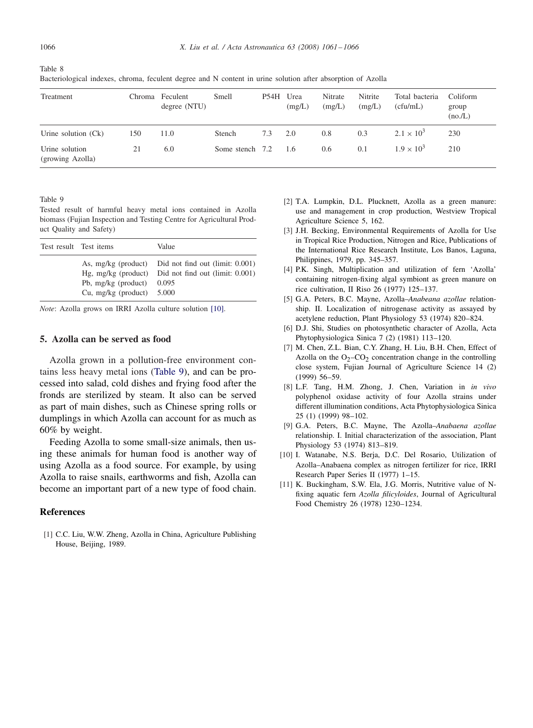Table 8

Bacteriological indexes, chroma, feculent degree and N content in urine solution after absorption of Azolla

| Treatment | Chroma | Feculent degree (NTU) | Smell | P54H | Urea (mg/L) | Nitrate (mg/L) | Nitrite (mg/L) | Total bacteria (cfu/mL) | Coliform group (no./L) |
|---|---|---|---|---|---|---|---|---|---|
| Urine solution (Ck) | 150 | 11.0 | Stench | 7.3 | 2.0 | 0.8 | 0.3 | $2.1 \times 10^3$ | 230 |
| Urine solution (growing Azolla) | 21 | 6.0 | Some stench | 7.2 | 1.6 | 0.6 | 0.1 | $1.9 \times 10^3$ | 210 |

Table 9

Tested result of harmful heavy metal ions contained in Azolla biomass (Fujian Inspection and Testing Centre for Agricultural Product Quality and Safety)

| Test result | Test items | Value |
|---|---|---|
| | As, mg/kg (product) | Did not find out (limit: 0.001) |
| | Hg, mg/kg (product) | Did not find out (limit: 0.001) |
| | Pb, mg/kg (product) | 0.095 |
| | Cu, mg/kg (product) | 5.000 |

*Note*: Azolla grows on IRRI Azolla culture solution [10].

## 5. Azolla can be served as food

Azolla grown in a pollution-free environment contains less heavy metal ions (Table 9), and can be processed into salad, cold dishes and frying food after the fronds are sterilized by steam. It also can be served as part of main dishes, such as Chinese spring rolls or dumplings in which Azolla can account for as much as 60% by weight.

Feeding Azolla to some small-size animals, then using these animals for human food is another way of using Azolla as a food source. For example, by using Azolla to raise snails, earthworms and fish, Azolla can become an important part of a new type of food chain.

## References

[1] C.C. Liu, W.W. Zheng, Azolla in China, Agriculture Publishing House, Beijing, 1989.

[2] T.A. Lumpkin, D.L. Plucknett, Azolla as a green manure: use and management in crop production, Westview Tropical Agriculture Science 5, 162.

[3] J.H. Becking, Environmental Requirements of Azolla for Use in Tropical Rice Production, Nitrogen and Rice, Publications of the International Rice Research Institute, Los Banos, Laguna, Philippines, 1979, pp. 345–357.

[4] P.K. Singh, Multiplication and utilization of fern 'Azolla' containing nitrogen-fixing algal symbiont as green manure on rice cultivation, Il Riso 26 (1977) 125–137.

[5] G.A. Peters, B.C. Mayne, Azolla–*Anabeana azollae* relationship. II. Localization of nitrogenase activity as assayed by acetylene reduction, Plant Physiology 53 (1974) 820–824.

[6] D.J. Shi, Studies on photosynthetic character of Azolla, Acta Phytophysiologica Sinica 7 (2) (1981) 113–120.

[7] M. Chen, Z.L. Bian, C.Y. Zhang, H. Liu, B.H. Chen, Effect of Azolla on the $O_2$–$CO_2$ concentration change in the controlling close system, Fujian Journal of Agriculture Science 14 (2) (1999) 56–59.

[8] L.F. Tang, H.M. Zhong, J. Chen, Variation in *in vivo* polyphenol oxidase activity of four Azolla strains under different illumination conditions, Acta Phytophysiologica Sinica 25 (1) (1999) 98–102.

[9] G.A. Peters, B.C. Mayne, The Azolla–*Anabaena azollae* relationship. I. Initial characterization of the association, Plant Physiology 53 (1974) 813–819.

[10] I. Watanabe, N.S. Berja, D.C. Del Rosario, Utilization of Azolla–Anabaena complex as nitrogen fertilizer for rice, IRRI Research Paper Series II (1977) 1–15.

[11] K. Buckingham, S.W. Ela, J.G. Morris, Nutritive value of N-fixing aquatic fern *Azolla filicyloides*, Journal of Agricultural Food Chemistry 26 (1978) 1230–1234.